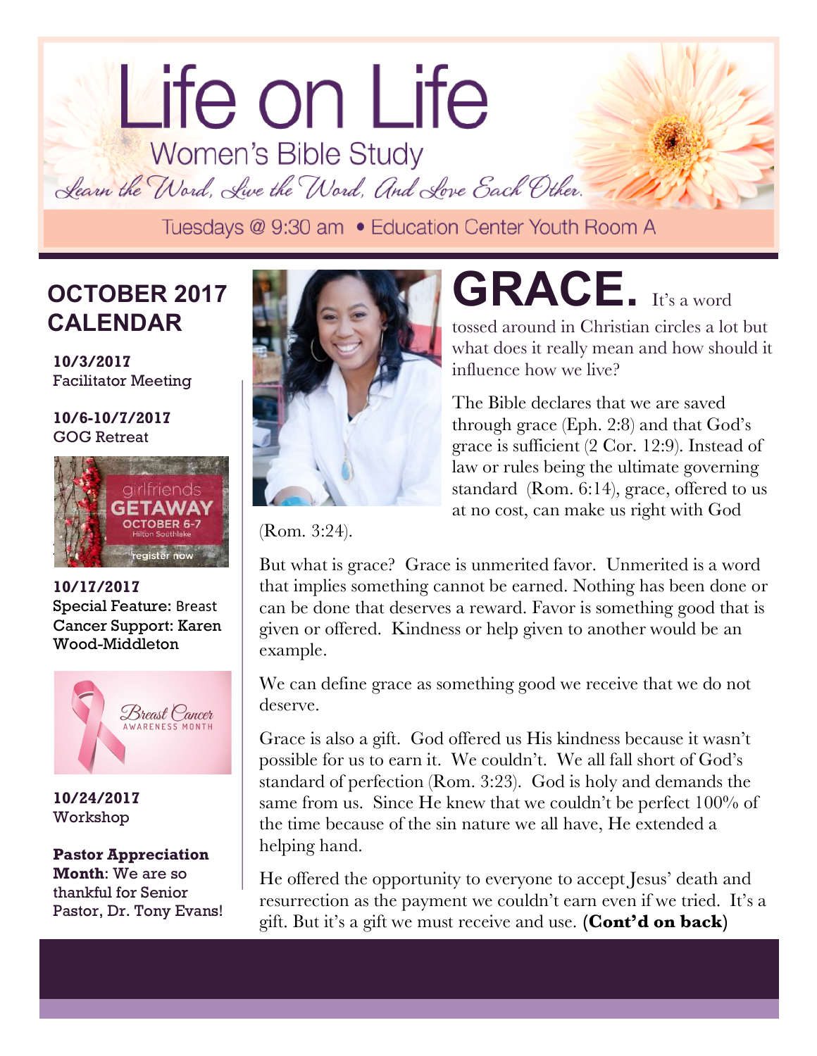# Life on Life

## Women's Bible Study

*Learn the Word, Live the Word, And Love Each Other.*

Tuesdays @ 9:30 am • Education Center Youth Room A

## OCTOBER 2017 CALENDAR

**10/3/2017**
Facilitator Meeting

**10/6-10/7/2017**
GOG Retreat

girlfriends GETAWAY OCTOBER 6-7 Hilton Southlake register now

**10/17/2017**
Special Feature: Breast Cancer Support: Karen Wood-Middleton

Breast Cancer AWARENESS MONTH

**10/24/2017**
Workshop

**Pastor Appreciation Month**: We are so thankful for Senior Pastor, Dr. Tony Evans!

# GRACE.

It's a word tossed around in Christian circles a lot but what does it really mean and how should it influence how we live?

The Bible declares that we are saved through grace (Eph. 2:8) and that God's grace is sufficient (2 Cor. 12:9). Instead of law or rules being the ultimate governing standard (Rom. 6:14), grace, offered to us at no cost, can make us right with God (Rom. 3:24).

But what is grace? Grace is unmerited favor. Unmerited is a word that implies something cannot be earned. Nothing has been done or can be done that deserves a reward. Favor is something good that is given or offered. Kindness or help given to another would be an example.

We can define grace as something good we receive that we do not deserve.

Grace is also a gift. God offered us His kindness because it wasn't possible for us to earn it. We couldn't. We all fall short of God's standard of perfection (Rom. 3:23). God is holy and demands the same from us. Since He knew that we couldn't be perfect 100% of the time because of the sin nature we all have, He extended a helping hand.

He offered the opportunity to everyone to accept Jesus' death and resurrection as the payment we couldn't earn even if we tried. It's a gift. But it's a gift we must receive and use. **(Cont'd on back)**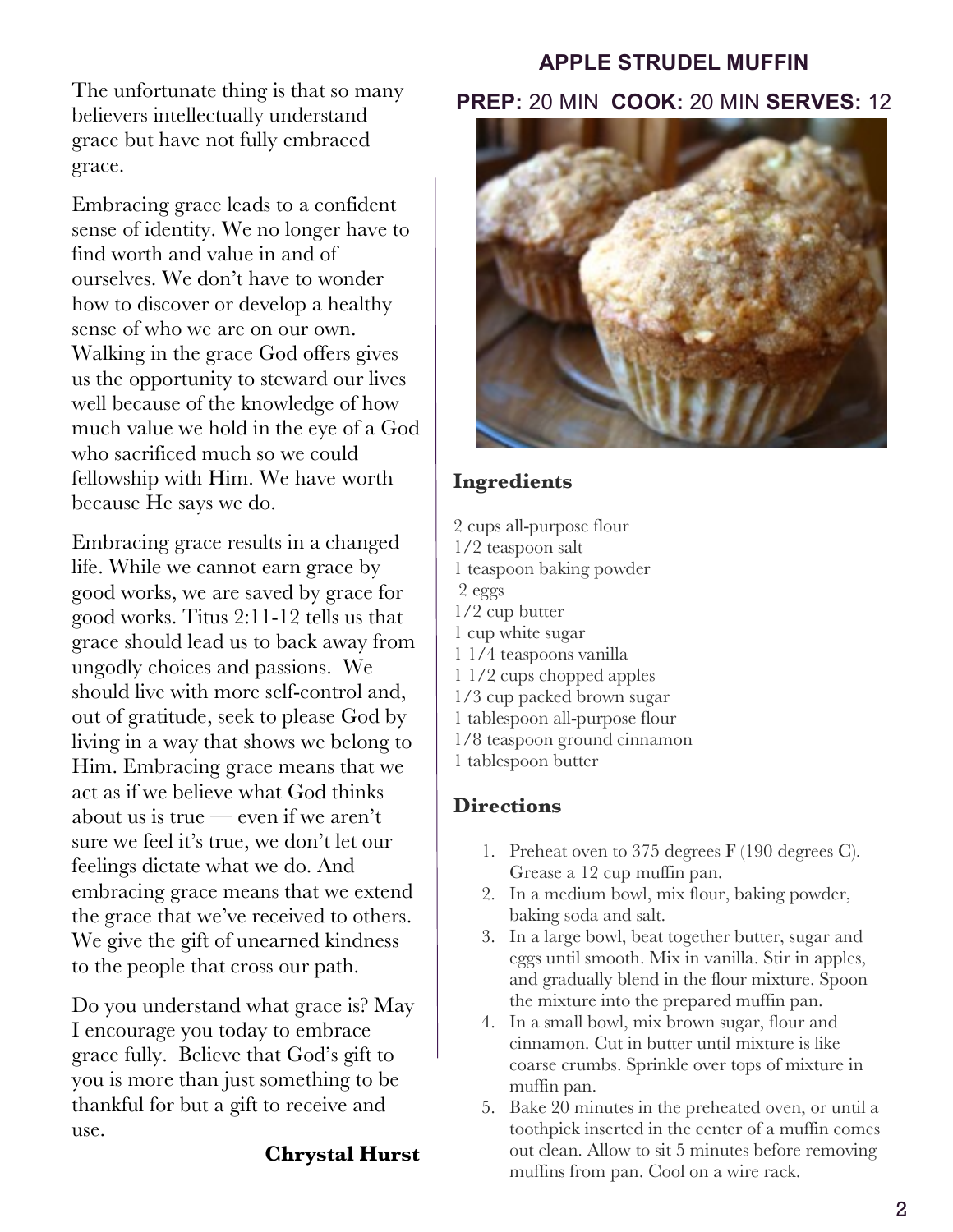The unfortunate thing is that so many believers intellectually understand grace but have not fully embraced grace.

Embracing grace leads to a confident sense of identity. We no longer have to find worth and value in and of ourselves. We don't have to wonder how to discover or develop a healthy sense of who we are on our own. Walking in the grace God offers gives us the opportunity to steward our lives well because of the knowledge of how much value we hold in the eye of a God who sacrificed much so we could fellowship with Him. We have worth because He says we do.

Embracing grace results in a changed life. While we cannot earn grace by good works, we are saved by grace for good works. Titus 2:11-12 tells us that grace should lead us to back away from ungodly choices and passions. We should live with more self-control and, out of gratitude, seek to please God by living in a way that shows we belong to Him. Embracing grace means that we act as if we believe what God thinks about us is true — even if we aren't sure we feel it's true, we don't let our feelings dictate what we do. And embracing grace means that we extend the grace that we've received to others. We give the gift of unearned kindness to the people that cross our path.

Do you understand what grace is? May I encourage you today to embrace grace fully. Believe that God's gift to you is more than just something to be thankful for but a gift to receive and use.

**Chrystal Hurst**

## APPLE STRUDEL MUFFIN

**PREP:** 20 MIN **COOK:** 20 MIN **SERVES:** 12

### Ingredients

2 cups all-purpose flour
1/2 teaspoon salt
1 teaspoon baking powder
2 eggs
1/2 cup butter
1 cup white sugar
1 1/4 teaspoons vanilla
1 1/2 cups chopped apples
1/3 cup packed brown sugar
1 tablespoon all-purpose flour
1/8 teaspoon ground cinnamon
1 tablespoon butter

### Directions

1. Preheat oven to 375 degrees F (190 degrees C). Grease a 12 cup muffin pan.
2. In a medium bowl, mix flour, baking powder, baking soda and salt.
3. In a large bowl, beat together butter, sugar and eggs until smooth. Mix in vanilla. Stir in apples, and gradually blend in the flour mixture. Spoon the mixture into the prepared muffin pan.
4. In a small bowl, mix brown sugar, flour and cinnamon. Cut in butter until mixture is like coarse crumbs. Sprinkle over tops of mixture in muffin pan.
5. Bake 20 minutes in the preheated oven, or until a toothpick inserted in the center of a muffin comes out clean. Allow to sit 5 minutes before removing muffins from pan. Cool on a wire rack.